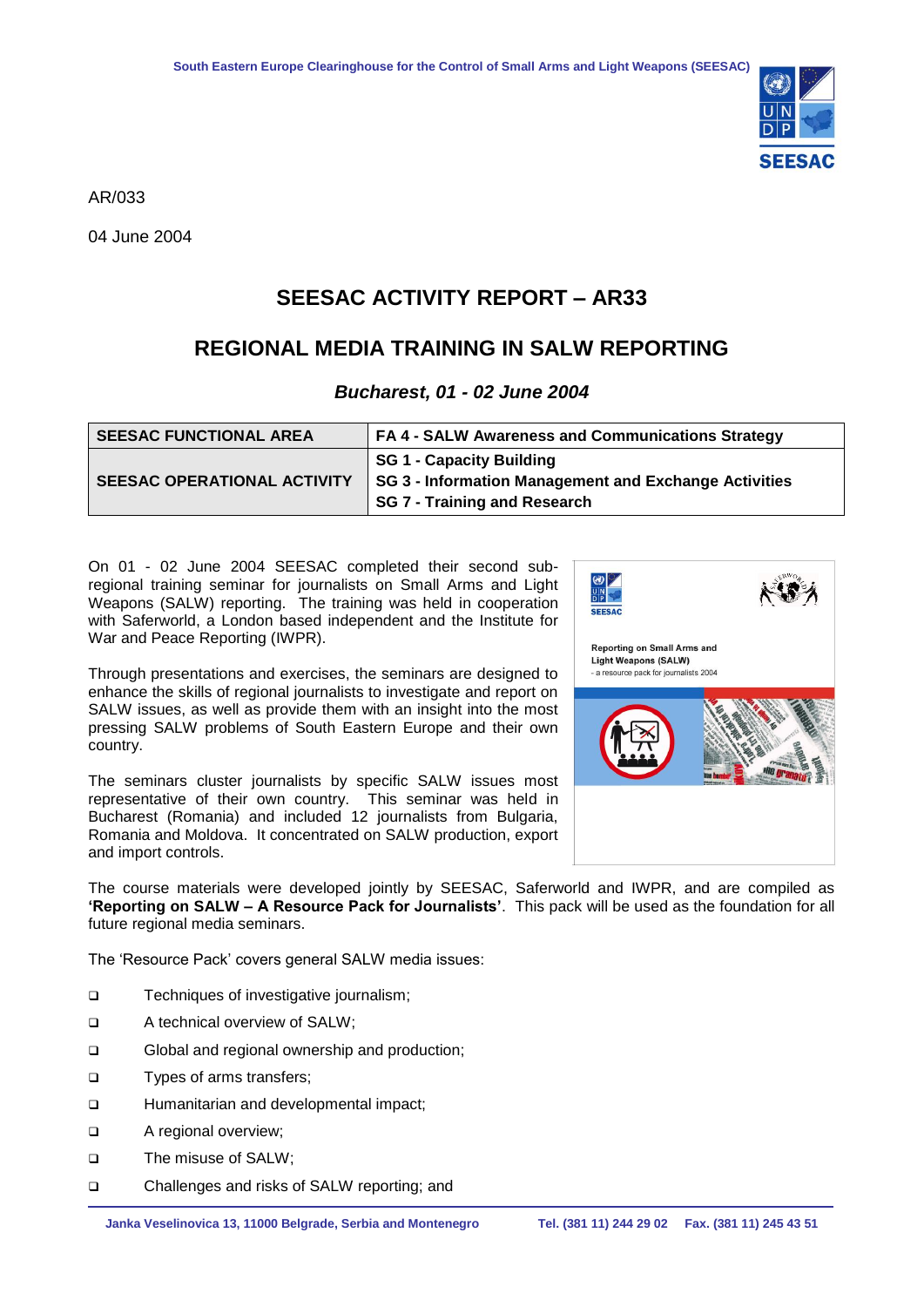AR/033

04 June 2004

# SEESAC ACTIVITY REPORT – AR33

## REGIONAL MEDIA TRAINING IN SALW REPORTING

### *Bucharest, 01 - 02 June 2004*

| | |
|---|---|
| **SEESAC FUNCTIONAL AREA** | **FA 4 - SALW Awareness and Communications Strategy** |
| **SEESAC OPERATIONAL ACTIVITY** | **SG 1 - Capacity Building**<br>**SG 3 - Information Management and Exchange Activities**<br>**SG 7 - Training and Research** |

On 01 - 02 June 2004 SEESAC completed their second sub-regional training seminar for journalists on Small Arms and Light Weapons (SALW) reporting. The training was held in cooperation with Saferworld, a London based independent and the Institute for War and Peace Reporting (IWPR).

Through presentations and exercises, the seminars are designed to enhance the skills of regional journalists to investigate and report on SALW issues, as well as provide them with an insight into the most pressing SALW problems of South Eastern Europe and their own country.

The seminars cluster journalists by specific SALW issues most representative of their own country. This seminar was held in Bucharest (Romania) and included 12 journalists from Bulgaria, Romania and Moldova. It concentrated on SALW production, export and import controls.

The course materials were developed jointly by SEESAC, Saferworld and IWPR, and are compiled as **'Reporting on SALW – A Resource Pack for Journalists'**. This pack will be used as the foundation for all future regional media seminars.

The 'Resource Pack' covers general SALW media issues:

- Techniques of investigative journalism;
- A technical overview of SALW;
- Global and regional ownership and production;
- Types of arms transfers;
- Humanitarian and developmental impact;
- A regional overview;
- The misuse of SALW;
- Challenges and risks of SALW reporting; and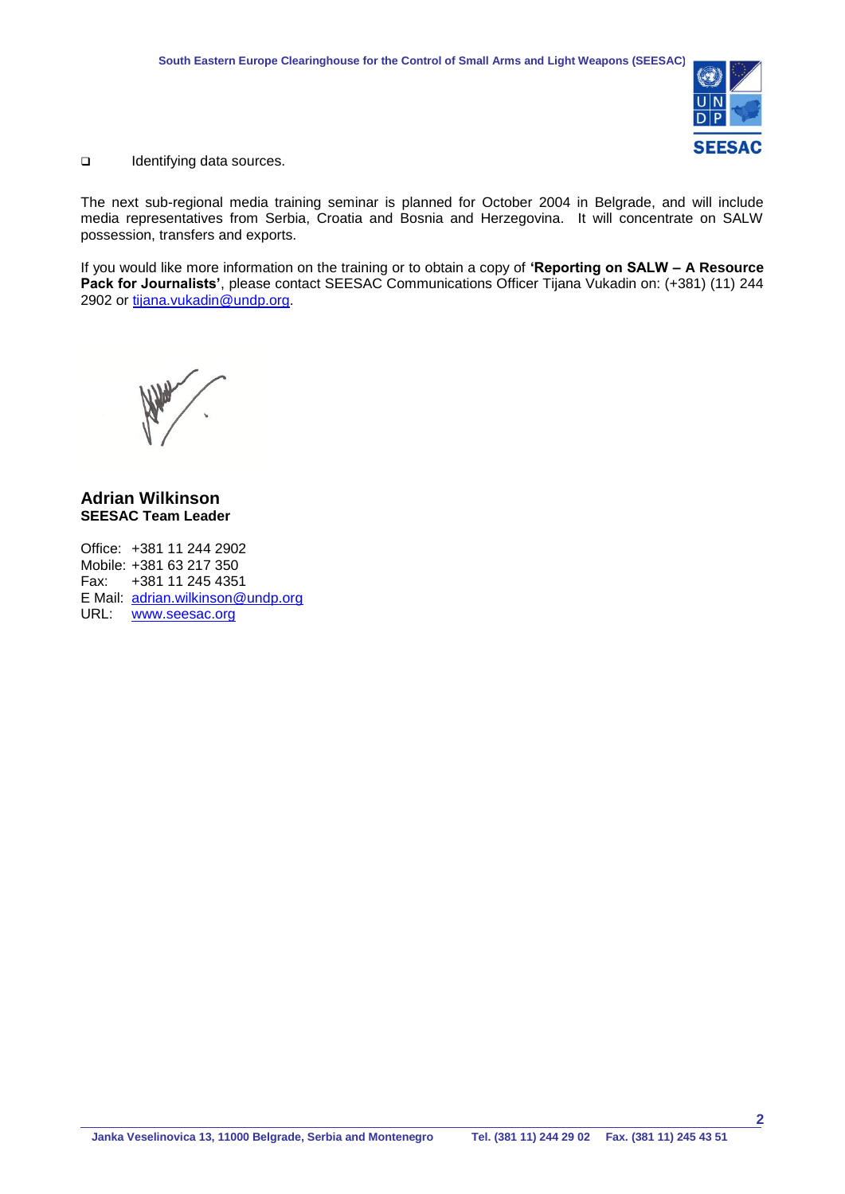- Identifying data sources.

The next sub-regional media training seminar is planned for October 2004 in Belgrade, and will include media representatives from Serbia, Croatia and Bosnia and Herzegovina. It will concentrate on SALW possession, transfers and exports.

If you would like more information on the training or to obtain a copy of **'Reporting on SALW – A Resource Pack for Journalists'**, please contact SEESAC Communications Officer Tijana Vukadin on: (+381) (11) 244 2902 or tijana.vukadin@undp.org.

**Adrian Wilkinson**
**SEESAC Team Leader**

Office: +381 11 244 2902
Mobile: +381 63 217 350
Fax: +381 11 245 4351
E Mail: adrian.wilkinson@undp.org
URL: www.seesac.org